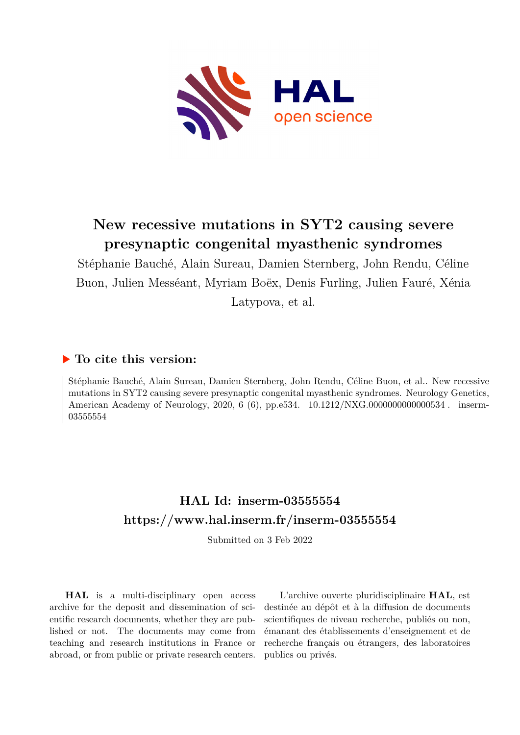# New recessive mutations in SYT2 causing severe presynaptic congenital myasthenic syndromes

Stéphanie Bauché, Alain Sureau, Damien Sternberg, John Rendu, Céline Buon, Julien Messéant, Myriam Boëx, Denis Furling, Julien Fauré, Xénia Latypova, et al.

## ▶ To cite this version:

Stéphanie Bauché, Alain Sureau, Damien Sternberg, John Rendu, Céline Buon, et al.. New recessive mutations in SYT2 causing severe presynaptic congenital myasthenic syndromes. Neurology Genetics, American Academy of Neurology, 2020, 6 (6), pp.e534. 10.1212/NXG.0000000000000534 . inserm-03555554

## HAL Id: inserm-03555554

## https://www.hal.inserm.fr/inserm-03555554

Submitted on 3 Feb 2022

**HAL** is a multi-disciplinary open access archive for the deposit and dissemination of scientific research documents, whether they are published or not. The documents may come from teaching and research institutions in France or abroad, or from public or private research centers.

L'archive ouverte pluridisciplinaire **HAL**, est destinée au dépôt et à la diffusion de documents scientifiques de niveau recherche, publiés ou non, émanant des établissements d'enseignement et de recherche français ou étrangers, des laboratoires publics ou privés.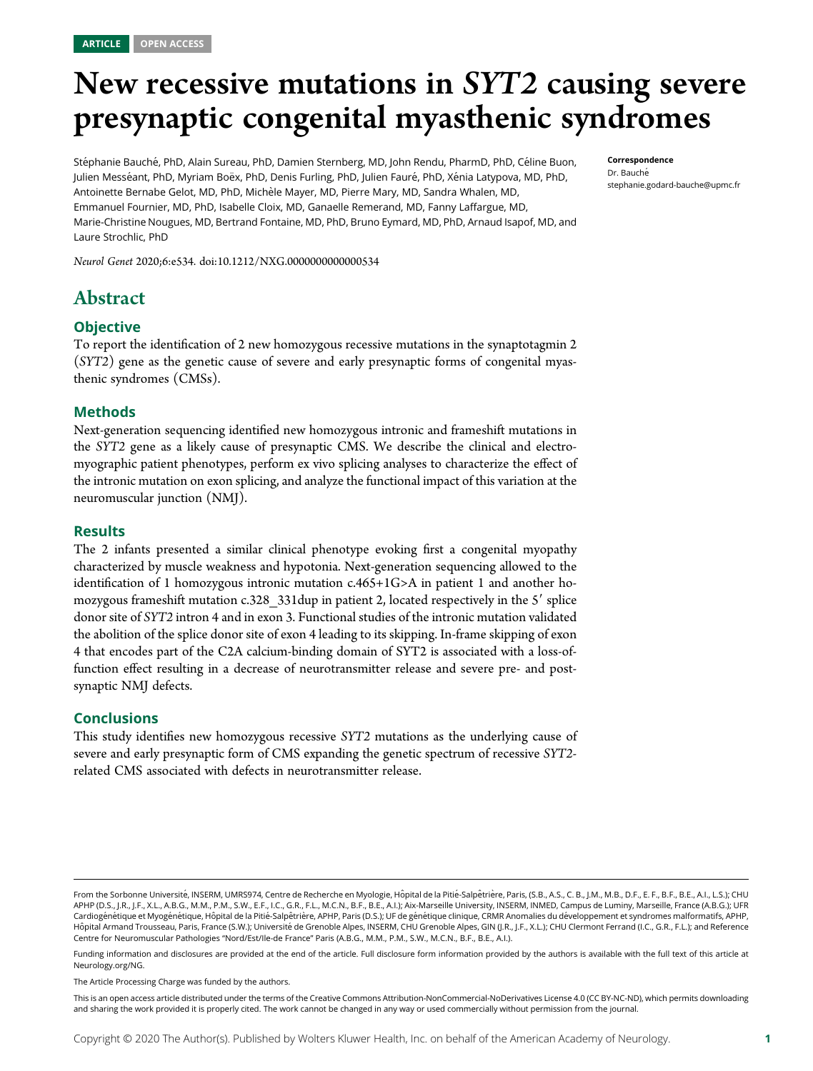ARTICLE OPEN ACCESS

# New recessive mutations in *SYT2* causing severe presynaptic congenital myasthenic syndromes

Stéphanie Bauché, PhD, Alain Sureau, PhD, Damien Sternberg, MD, John Rendu, PharmD, PhD, Céline Buon, Julien Messéant, PhD, Myriam Boëx, PhD, Denis Furling, PhD, Julien Fauré, PhD, Xénia Latypova, MD, PhD, Antoinette Bernabe Gelot, MD, PhD, Michèle Mayer, MD, Pierre Mary, MD, Sandra Whalen, MD, Emmanuel Fournier, MD, PhD, Isabelle Cloix, MD, Ganaelle Remerand, MD, Fanny Laffargue, MD, Marie-Christine Nougues, MD, Bertrand Fontaine, MD, PhD, Bruno Eymard, MD, PhD, Arnaud Isapof, MD, and Laure Strochlic, PhD

**Correspondence**
Dr. Bauché
stephanie.godard-bauche@upmc.fr

*Neurol Genet* 2020;6:e534. doi:10.1212/NXG.0000000000000534

## Abstract

### Objective

To report the identification of 2 new homozygous recessive mutations in the synaptotagmin 2 (*SYT2*) gene as the genetic cause of severe and early presynaptic forms of congenital myasthenic syndromes (CMSs).

### Methods

Next-generation sequencing identified new homozygous intronic and frameshift mutations in the *SYT2* gene as a likely cause of presynaptic CMS. We describe the clinical and electromyographic patient phenotypes, perform ex vivo splicing analyses to characterize the effect of the intronic mutation on exon splicing, and analyze the functional impact of this variation at the neuromuscular junction (NMJ).

### Results

The 2 infants presented a similar clinical phenotype evoking first a congenital myopathy characterized by muscle weakness and hypotonia. Next-generation sequencing allowed to the identification of 1 homozygous intronic mutation c.465+1G>A in patient 1 and another homozygous frameshift mutation c.328_331dup in patient 2, located respectively in the 5′ splice donor site of *SYT2* intron 4 and in exon 3. Functional studies of the intronic mutation validated the abolition of the splice donor site of exon 4 leading to its skipping. In-frame skipping of exon 4 that encodes part of the C2A calcium-binding domain of SYT2 is associated with a loss-of-function effect resulting in a decrease of neurotransmitter release and severe pre- and postsynaptic NMJ defects.

### Conclusions

This study identifies new homozygous recessive *SYT2* mutations as the underlying cause of severe and early presynaptic form of CMS expanding the genetic spectrum of recessive *SYT2*-related CMS associated with defects in neurotransmitter release.

From the Sorbonne Université, INSERM, UMRS974, Centre de Recherche en Myologie, Hôpital de la Pitié-Salpêtrière, Paris, (S.B., A.S., C. B., J.M., M.B., D.F., E. F., B.F., B.E., A.I., L.S.); CHU APHP (D.S., J.R., J.F., X.L., A.B.G., M.M., P.M., S.W., E.F., I.C., G.R., F.L., M.C.N., B.F., B.E., A.I.); Aix-Marseille University, INSERM, INMED, Campus de Luminy, Marseille, France (A.B.G.); UFR Cardiogénétique et Myogénétique, Hôpital de la Pitié-Salpêtrière, APHP, Paris (D.S.); UF de génétique clinique, CRMR Anomalies du développement et syndromes malformatifs, APHP, Hôpital Armand Trousseau, Paris, France (S.W.); Université de Grenoble Alpes, INSERM, CHU Grenoble Alpes, GIN (J.R., J.F., X.L.); CHU Clermont Ferrand (I.C., G.R., F.L.); and Reference Centre for Neuromuscular Pathologies "Nord/Est/Ile-de France" Paris (A.B.G., M.M., P.M., S.W., M.C.N., B.F., B.E., A.I.).

Funding information and disclosures are provided at the end of the article. Full disclosure form information provided by the authors is available with the full text of this article at Neurology.org/NG.

The Article Processing Charge was funded by the authors.

This is an open access article distributed under the terms of the Creative Commons Attribution-NonCommercial-NoDerivatives License 4.0 (CC BY-NC-ND), which permits downloading and sharing the work provided it is properly cited. The work cannot be changed in any way or used commercially without permission from the journal.

Copyright © 2020 The Author(s). Published by Wolters Kluwer Health, Inc. on behalf of the American Academy of Neurology.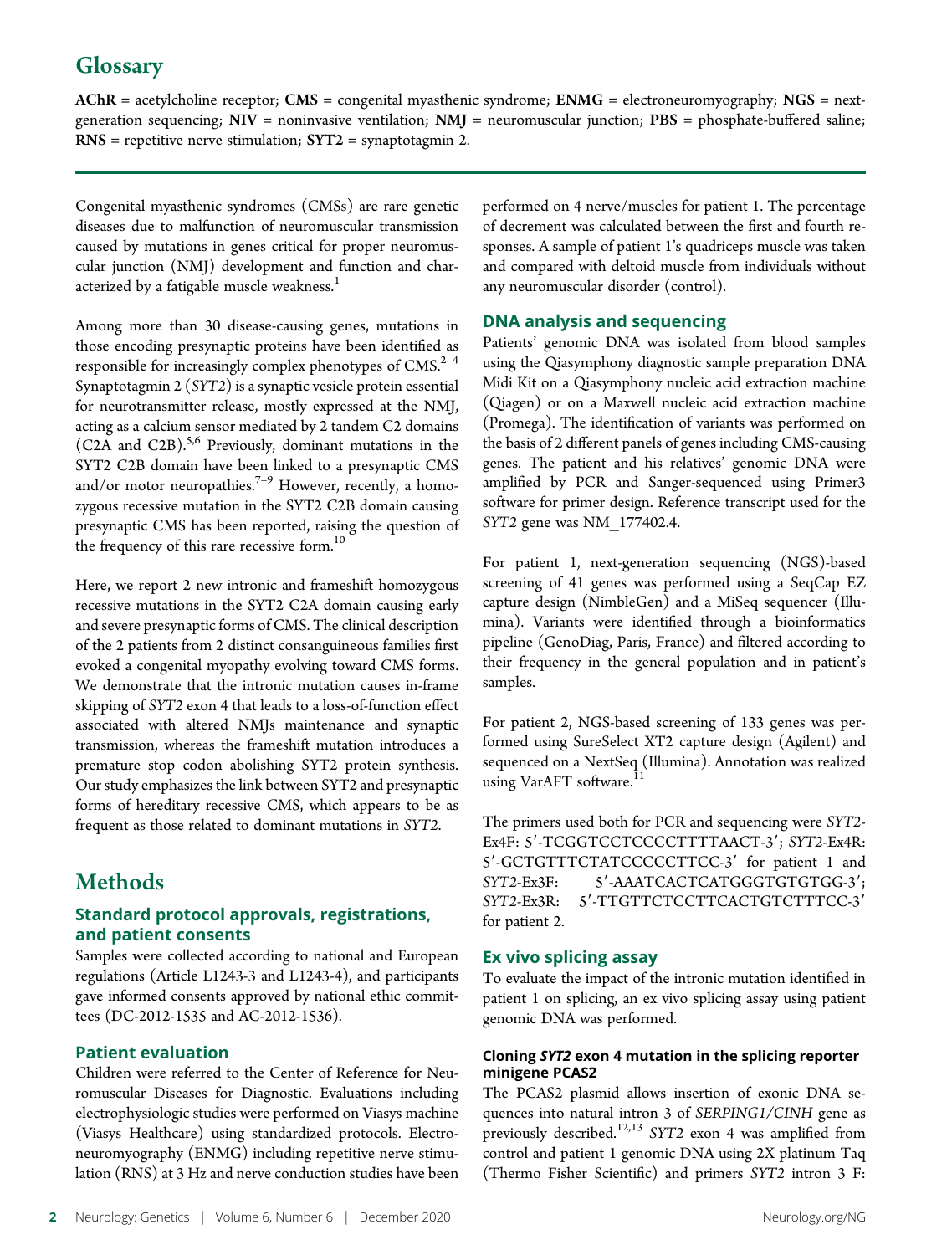# Glossary

**AChR** = acetylcholine receptor; **CMS** = congenital myasthenic syndrome; **ENMG** = electroneuromyography; **NGS** = next-generation sequencing; **NIV** = noninvasive ventilation; **NMJ** = neuromuscular junction; **PBS** = phosphate-buffered saline; **RNS** = repetitive nerve stimulation; **SYT2** = synaptotagmin 2.

Congenital myasthenic syndromes (CMSs) are rare genetic diseases due to malfunction of neuromuscular transmission caused by mutations in genes critical for proper neuromuscular junction (NMJ) development and function and characterized by a fatigable muscle weakness.[1]

Among more than 30 disease-causing genes, mutations in those encoding presynaptic proteins have been identified as responsible for increasingly complex phenotypes of CMS.[2–4] Synaptotagmin 2 (*SYT2*) is a synaptic vesicle protein essential for neurotransmitter release, mostly expressed at the NMJ, acting as a calcium sensor mediated by 2 tandem C2 domains (C2A and C2B).[5,6] Previously, dominant mutations in the SYT2 C2B domain have been linked to a presynaptic CMS and/or motor neuropathies.[7–9] However, recently, a homozygous recessive mutation in the SYT2 C2B domain causing presynaptic CMS has been reported, raising the question of the frequency of this rare recessive form.[10]

Here, we report 2 new intronic and frameshift homozygous recessive mutations in the SYT2 C2A domain causing early and severe presynaptic forms of CMS. The clinical description of the 2 patients from 2 distinct consanguineous families first evoked a congenital myopathy evolving toward CMS forms. We demonstrate that the intronic mutation causes in-frame skipping of *SYT2* exon 4 that leads to a loss-of-function effect associated with altered NMJs maintenance and synaptic transmission, whereas the frameshift mutation introduces a premature stop codon abolishing SYT2 protein synthesis. Our study emphasizes the link between SYT2 and presynaptic forms of hereditary recessive CMS, which appears to be as frequent as those related to dominant mutations in *SYT2*.

# Methods

## Standard protocol approvals, registrations, and patient consents

Samples were collected according to national and European regulations (Article L1243-3 and L1243-4), and participants gave informed consents approved by national ethic committees (DC-2012-1535 and AC-2012-1536).

## Patient evaluation

Children were referred to the Center of Reference for Neuromuscular Diseases for Diagnostic. Evaluations including electrophysiologic studies were performed on Viasys machine (Viasys Healthcare) using standardized protocols. Electroneuromyography (ENMG) including repetitive nerve stimulation (RNS) at 3 Hz and nerve conduction studies have been performed on 4 nerve/muscles for patient 1. The percentage of decrement was calculated between the first and fourth responses. A sample of patient 1's quadriceps muscle was taken and compared with deltoid muscle from individuals without any neuromuscular disorder (control).

## DNA analysis and sequencing

Patients' genomic DNA was isolated from blood samples using the Qiasymphony diagnostic sample preparation DNA Midi Kit on a Qiasymphony nucleic acid extraction machine (Qiagen) or on a Maxwell nucleic acid extraction machine (Promega). The identification of variants was performed on the basis of 2 different panels of genes including CMS-causing genes. The patient and his relatives' genomic DNA were amplified by PCR and Sanger-sequenced using Primer3 software for primer design. Reference transcript used for the *SYT2* gene was NM_177402.4.

For patient 1, next-generation sequencing (NGS)-based screening of 41 genes was performed using a SeqCap EZ capture design (NimbleGen) and a MiSeq sequencer (Illumina). Variants were identified through a bioinformatics pipeline (GenoDiag, Paris, France) and filtered according to their frequency in the general population and in patient's samples.

For patient 2, NGS-based screening of 133 genes was performed using SureSelect XT2 capture design (Agilent) and sequenced on a NextSeq (Illumina). Annotation was realized using VarAFT software.[11]

The primers used both for PCR and sequencing were *SYT2*-Ex4F: 5′-TCGGTCCTCCCCTTTTAACT-3′; *SYT2*-Ex4R: 5′-GCTGTTTCTATCCCCCTTCC-3′ for patient 1 and *SYT2*-Ex3F: 5′-AAATCACTCATGGGTGTGTGG-3′; *SYT2*-Ex3R: 5′-TTGTTCTCCTTCACTGTCTTTCC-3′ for patient 2.

## Ex vivo splicing assay

To evaluate the impact of the intronic mutation identified in patient 1 on splicing, an ex vivo splicing assay using patient genomic DNA was performed.

### Cloning *SYT2* exon 4 mutation in the splicing reporter minigene PCAS2

The PCAS2 plasmid allows insertion of exonic DNA sequences into natural intron 3 of *SERPING1/CINH* gene as previously described.[12,13] *SYT2* exon 4 was amplified from control and patient 1 genomic DNA using 2X platinum Taq (Thermo Fisher Scientific) and primers *SYT2* intron 3 F: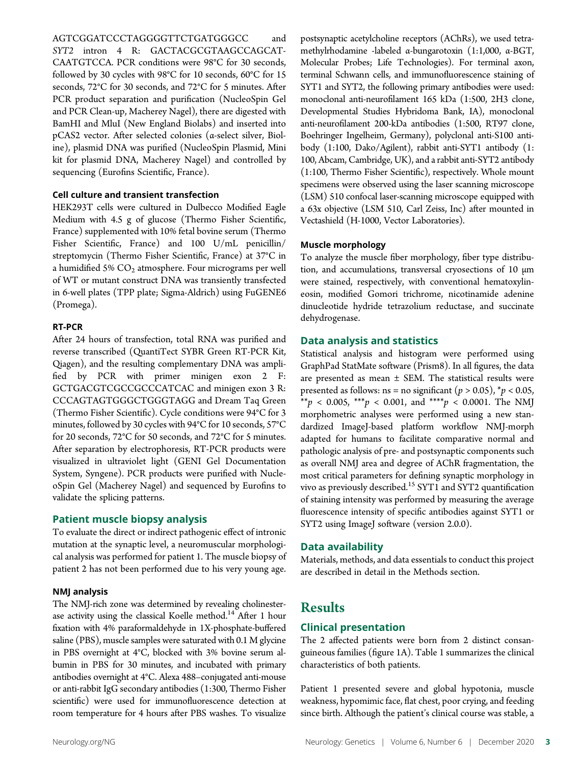AGTCGGATCCCTAGGGGTTCTGATGGGCC and *SYT2* intron 4 R: GACTACGCGTAAGCCAGCAT-CAATGTCCA. PCR conditions were 98°C for 30 seconds, followed by 30 cycles with 98°C for 10 seconds, 60°C for 15 seconds, 72°C for 30 seconds, and 72°C for 5 minutes. After PCR product separation and purification (NucleoSpin Gel and PCR Clean-up, Macherey Nagel), there are digested with BamHI and MluI (New England Biolabs) and inserted into pCAS2 vector. After selected colonies (α-select silver, Bioline), plasmid DNA was purified (NucleoSpin Plasmid, Mini kit for plasmid DNA, Macherey Nagel) and controlled by sequencing (Eurofins Scientific, France).

### Cell culture and transient transfection

HEK293T cells were cultured in Dulbecco Modified Eagle Medium with 4.5 g of glucose (Thermo Fisher Scientific, France) supplemented with 10% fetal bovine serum (Thermo Fisher Scientific, France) and 100 U/mL penicillin/streptomycin (Thermo Fisher Scientific, France) at 37°C in a humidified 5% $CO_2$ atmosphere. Four micrograms per well of WT or mutant construct DNA was transiently transfected in 6-well plates (TPP plate; Sigma-Aldrich) using FuGENE6 (Promega).

### RT-PCR

After 24 hours of transfection, total RNA was purified and reverse transcribed (QuantiTect SYBR Green RT-PCR Kit, Qiagen), and the resulting complementary DNA was amplified by PCR with primer minigen exon 2 F: GCTGACGTCGCCGCCCATCAC and minigen exon 3 R: CCCAGTAGTGGGCTGGGTAGG and Dream Taq Green (Thermo Fisher Scientific). Cycle conditions were 94°C for 3 minutes, followed by 30 cycles with 94°C for 10 seconds, 57°C for 20 seconds, 72°C for 50 seconds, and 72°C for 5 minutes. After separation by electrophoresis, RT-PCR products were visualized in ultraviolet light (GENI Gel Documentation System, Syngene). PCR products were purified with NucleoSpin Gel (Macherey Nagel) and sequenced by Eurofins to validate the splicing patterns.

## Patient muscle biopsy analysis

To evaluate the direct or indirect pathogenic effect of intronic mutation at the synaptic level, a neuromuscular morphological analysis was performed for patient 1. The muscle biopsy of patient 2 has not been performed due to his very young age.

### NMJ analysis

The NMJ-rich zone was determined by revealing cholinesterase activity using the classical Koelle method.[14] After 1 hour fixation with 4% paraformaldehyde in 1X-phosphate-buffered saline (PBS), muscle samples were saturated with 0.1 M glycine in PBS overnight at 4°C, blocked with 3% bovine serum albumin in PBS for 30 minutes, and incubated with primary antibodies overnight at 4°C. Alexa 488–conjugated anti-mouse or anti-rabbit IgG secondary antibodies (1:300, Thermo Fisher scientific) were used for immunofluorescence detection at room temperature for 4 hours after PBS washes. To visualize postsynaptic acetylcholine receptors (AChRs), we used tetramethylrhodamine -labeled α-bungarotoxin (1:1,000, α-BGT, Molecular Probes; Life Technologies). For terminal axon, terminal Schwann cells, and immunofluorescence staining of SYT1 and SYT2, the following primary antibodies were used: monoclonal anti-neurofilament 165 kDa (1:500, 2H3 clone, Developmental Studies Hybridoma Bank, IA), monoclonal anti-neurofilament 200-kDa antibodies (1:500, RT97 clone, Boehringer Ingelheim, Germany), polyclonal anti-S100 antibody (1:100, Dako/Agilent), rabbit anti-SYT1 antibody (1:100, Abcam, Cambridge, UK), and a rabbit anti-SYT2 antibody (1:100, Thermo Fisher Scientific), respectively. Whole mount specimens were observed using the laser scanning microscope (LSM) 510 confocal laser-scanning microscope equipped with a 63x objective (LSM 510, Carl Zeiss, Inc) after mounted in Vectashield (H-1000, Vector Laboratories).

### Muscle morphology

To analyze the muscle fiber morphology, fiber type distribution, and accumulations, transversal cryosections of 10 μm were stained, respectively, with conventional hematoxylin-eosin, modified Gomori trichrome, nicotinamide adenine dinucleotide hydride tetrazolium reductase, and succinate dehydrogenase.

## Data analysis and statistics

Statistical analysis and histogram were performed using GraphPad StatMate software (Prism8). In all figures, the data are presented as mean ± SEM. The statistical results were presented as follows: ns = no significant ($p > 0.05$), $^{*}p < 0.05$, $^{**}p < 0.005$, $^{***}p < 0.001$, and $^{****}p < 0.0001$. The NMJ morphometric analyses were performed using a new standardized ImageJ-based platform workflow NMJ-morph adapted for humans to facilitate comparative normal and pathologic analysis of pre- and postsynaptic components such as overall NMJ area and degree of AChR fragmentation, the most critical parameters for defining synaptic morphology in vivo as previously described.[15] SYT1 and SYT2 quantification of staining intensity was performed by measuring the average fluorescence intensity of specific antibodies against SYT1 or SYT2 using ImageJ software (version 2.0.0).

## Data availability

Materials, methods, and data essentials to conduct this project are described in detail in the Methods section.

# Results

## Clinical presentation

The 2 affected patients were born from 2 distinct consanguineous families (figure 1A). Table 1 summarizes the clinical characteristics of both patients.

Patient 1 presented severe and global hypotonia, muscle weakness, hypomimic face, flat chest, poor crying, and feeding since birth. Although the patient's clinical course was stable, a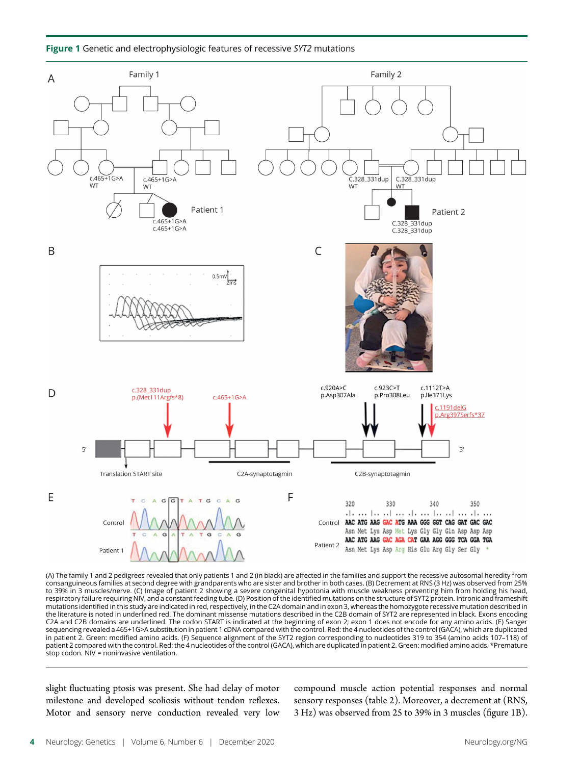**Figure 1** Genetic and electrophysiologic features of recessive *SYT2* mutations

(A) The family 1 and 2 pedigrees revealed that only patients 1 and 2 (in black) are affected in the families and support the recessive autosomal heredity from consanguineous families at second degree with grandparents who are sister and brother in both cases. (B) Decrement at RNS (3 Hz) was observed from 25% to 39% in 3 muscles/nerve. (C) Image of patient 2 showing a severe congenital hypotonia with muscle weakness preventing him from holding his head, respiratory failure requiring NIV, and a constant feeding tube. (D) Position of the identified mutations on the structure of SYT2 protein. Intronic and frameshift mutations identified in this study are indicated in red, respectively, in the C2A domain and in exon 3, whereas the homozygote recessive mutation described in the literature is noted in underlined red. The dominant missense mutations described in the C2B domain of SYT2 are represented in black. Exons encoding C2A and C2B domains are underlined. The codon START is indicated at the beginning of exon 2; exon 1 does not encode for any amino acids. (E) Sanger sequencing revealed a 465+1G>A substitution in patient 1 cDNA compared with the control. Red: the 4 nucleotides of the control (GACA), which are duplicated in patient 2. Green: modified amino acids. (F) Sequence alignment of the SYT2 region corresponding to nucleotides 319 to 354 (amino acids 107–118) of patient 2 compared with the control. Red: the 4 nucleotides of the control (GACA), which are duplicated in patient 2. Green: modified amino acids. *Premature stop codon. NIV = noninvasive ventilation.

slight fluctuating ptosis was present. She had delay of motor milestone and developed scoliosis without tendon reflexes. Motor and sensory nerve conduction revealed very low compound muscle action potential responses and normal sensory responses (table 2). Moreover, a decrement at (RNS, 3 Hz) was observed from 25 to 39% in 3 muscles (figure 1B).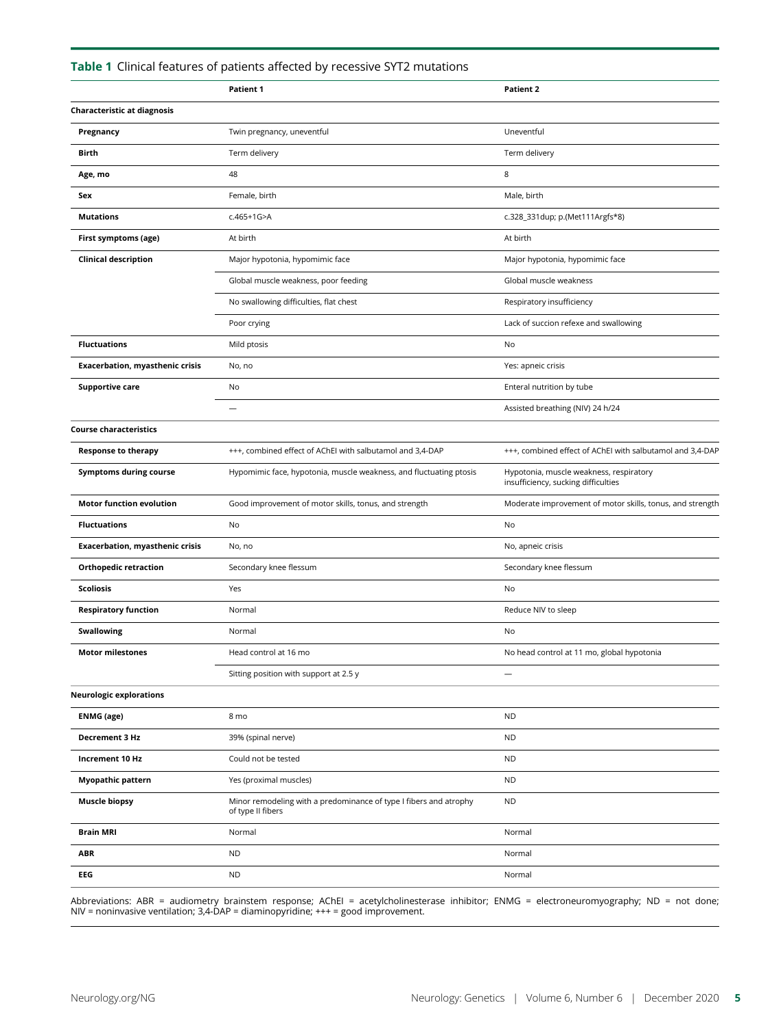**Table 1** Clinical features of patients affected by recessive SYT2 mutations

| | Patient 1 | Patient 2 |
|---|---|---|
| **Characteristic at diagnosis** | | |
| **Pregnancy** | Twin pregnancy, uneventful | Uneventful |
| **Birth** | Term delivery | Term delivery |
| **Age, mo** | 48 | 8 |
| **Sex** | Female, birth | Male, birth |
| **Mutations** | c.465+1G>A | c.328_331dup; p.(Met111Argfs*8) |
| **First symptoms (age)** | At birth | At birth |
| **Clinical description** | Major hypotonia, hypomimic face | Major hypotonia, hypomimic face |
| | Global muscle weakness, poor feeding | Global muscle weakness |
| | No swallowing difficulties, flat chest | Respiratory insufficiency |
| | Poor crying | Lack of succion refexe and swallowing |
| **Fluctuations** | Mild ptosis | No |
| **Exacerbation, myasthenic crisis** | No, no | Yes: apneic crisis |
| **Supportive care** | No | Enteral nutrition by tube |
| | — | Assisted breathing (NIV) 24 h/24 |
| **Course characteristics** | | |
| **Response to therapy** | +++, combined effect of AChEI with salbutamol and 3,4-DAP | +++, combined effect of AChEI with salbutamol and 3,4-DAP |
| **Symptoms during course** | Hypomimic face, hypotonia, muscle weakness, and fluctuating ptosis | Hypotonia, muscle weakness, respiratory insufficiency, sucking difficulties |
| **Motor function evolution** | Good improvement of motor skills, tonus, and strength | Moderate improvement of motor skills, tonus, and strength |
| **Fluctuations** | No | No |
| **Exacerbation, myasthenic crisis** | No, no | No, apneic crisis |
| **Orthopedic retraction** | Secondary knee flessum | Secondary knee flessum |
| **Scoliosis** | Yes | No |
| **Respiratory function** | Normal | Reduce NIV to sleep |
| **Swallowing** | Normal | No |
| **Motor milestones** | Head control at 16 mo | No head control at 11 mo, global hypotonia |
| | Sitting position with support at 2.5 y | — |
| **Neurologic explorations** | | |
| **ENMG (age)** | 8 mo | ND |
| **Decrement 3 Hz** | 39% (spinal nerve) | ND |
| **Increment 10 Hz** | Could not be tested | ND |
| **Myopathic pattern** | Yes (proximal muscles) | ND |
| **Muscle biopsy** | Minor remodeling with a predominance of type I fibers and atrophy of type II fibers | ND |
| **Brain MRI** | Normal | Normal |
| **ABR** | ND | Normal |
| **EEG** | ND | Normal |

Abbreviations: ABR = audiometry brainstem response; AChEI = acetylcholinesterase inhibitor; ENMG = electroneuromyography; ND = not done; NIV = noninvasive ventilation; 3,4-DAP = diaminopyridine; +++ = good improvement.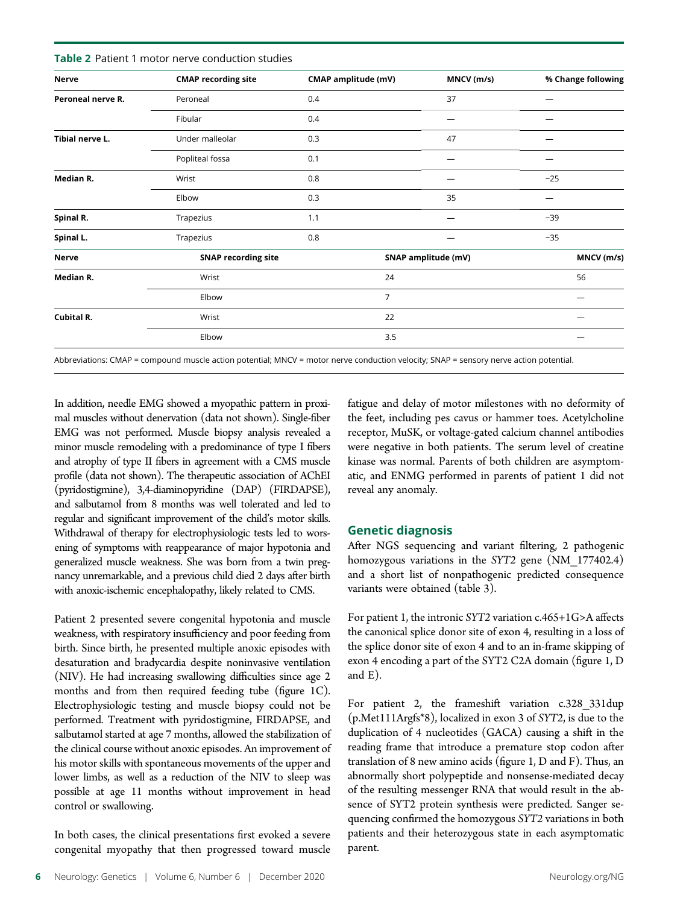**Table 2** Patient 1 motor nerve conduction studies

| Nerve | CMAP recording site | CMAP amplitude (mV) | MNCV (m/s) | % Change following |
|---|---|---|---|---|
| **Peroneal nerve R.** | Peroneal | 0.4 | 37 | — |
| | Fibular | 0.4 | — | — |
| **Tibial nerve L.** | Under malleolar | 0.3 | 47 | — |
| | Popliteal fossa | 0.1 | — | — |
| **Median R.** | Wrist | 0.8 | — | −25 |
| | Elbow | 0.3 | 35 | — |
| **Spinal R.** | Trapezius | 1.1 | — | −39 |
| **Spinal L.** | Trapezius | 0.8 | — | −35 |
| **Nerve** | **SNAP recording site** | **SNAP amplitude (mV)** | | **MNCV (m/s)** |
| **Median R.** | Wrist | 24 | | 56 |
| | Elbow | 7 | | — |
| **Cubital R.** | Wrist | 22 | | — |
| | Elbow | 3.5 | | — |

Abbreviations: CMAP = compound muscle action potential; MNCV = motor nerve conduction velocity; SNAP = sensory nerve action potential.

In addition, needle EMG showed a myopathic pattern in proximal muscles without denervation (data not shown). Single-fiber EMG was not performed. Muscle biopsy analysis revealed a minor muscle remodeling with a predominance of type I fibers and atrophy of type II fibers in agreement with a CMS muscle profile (data not shown). The therapeutic association of AChEI (pyridostigmine), 3,4-diaminopyridine (DAP) (FIRDAPSE), and salbutamol from 8 months was well tolerated and led to regular and significant improvement of the child's motor skills. Withdrawal of therapy for electrophysiologic tests led to worsening of symptoms with reappearance of major hypotonia and generalized muscle weakness. She was born from a twin pregnancy unremarkable, and a previous child died 2 days after birth with anoxic-ischemic encephalopathy, likely related to CMS.

Patient 2 presented severe congenital hypotonia and muscle weakness, with respiratory insufficiency and poor feeding from birth. Since birth, he presented multiple anoxic episodes with desaturation and bradycardia despite noninvasive ventilation (NIV). He had increasing swallowing difficulties since age 2 months and from then required feeding tube (figure 1C). Electrophysiologic testing and muscle biopsy could not be performed. Treatment with pyridostigmine, FIRDAPSE, and salbutamol started at age 7 months, allowed the stabilization of the clinical course without anoxic episodes. An improvement of his motor skills with spontaneous movements of the upper and lower limbs, as well as a reduction of the NIV to sleep was possible at age 11 months without improvement in head control or swallowing.

In both cases, the clinical presentations first evoked a severe congenital myopathy that then progressed toward muscle fatigue and delay of motor milestones with no deformity of the feet, including pes cavus or hammer toes. Acetylcholine receptor, MuSK, or voltage-gated calcium channel antibodies were negative in both patients. The serum level of creatine kinase was normal. Parents of both children are asymptomatic, and ENMG performed in parents of patient 1 did not reveal any anomaly.

## Genetic diagnosis

After NGS sequencing and variant filtering, 2 pathogenic homozygous variations in the *SYT2* gene (NM_177402.4) and a short list of nonpathogenic predicted consequence variants were obtained (table 3).

For patient 1, the intronic *SYT2* variation c.465+1G>A affects the canonical splice donor site of exon 4, resulting in a loss of the splice donor site of exon 4 and to an in-frame skipping of exon 4 encoding a part of the SYT2 C2A domain (figure 1, D and E).

For patient 2, the frameshift variation c.328_331dup (p.Met111Argfs*8), localized in exon 3 of *SYT2*, is due to the duplication of 4 nucleotides (GACA) causing a shift in the reading frame that introduce a premature stop codon after translation of 8 new amino acids (figure 1, D and F). Thus, an abnormally short polypeptide and nonsense-mediated decay of the resulting messenger RNA that would result in the absence of SYT2 protein synthesis were predicted. Sanger sequencing confirmed the homozygous *SYT2* variations in both patients and their heterozygous state in each asymptomatic parent.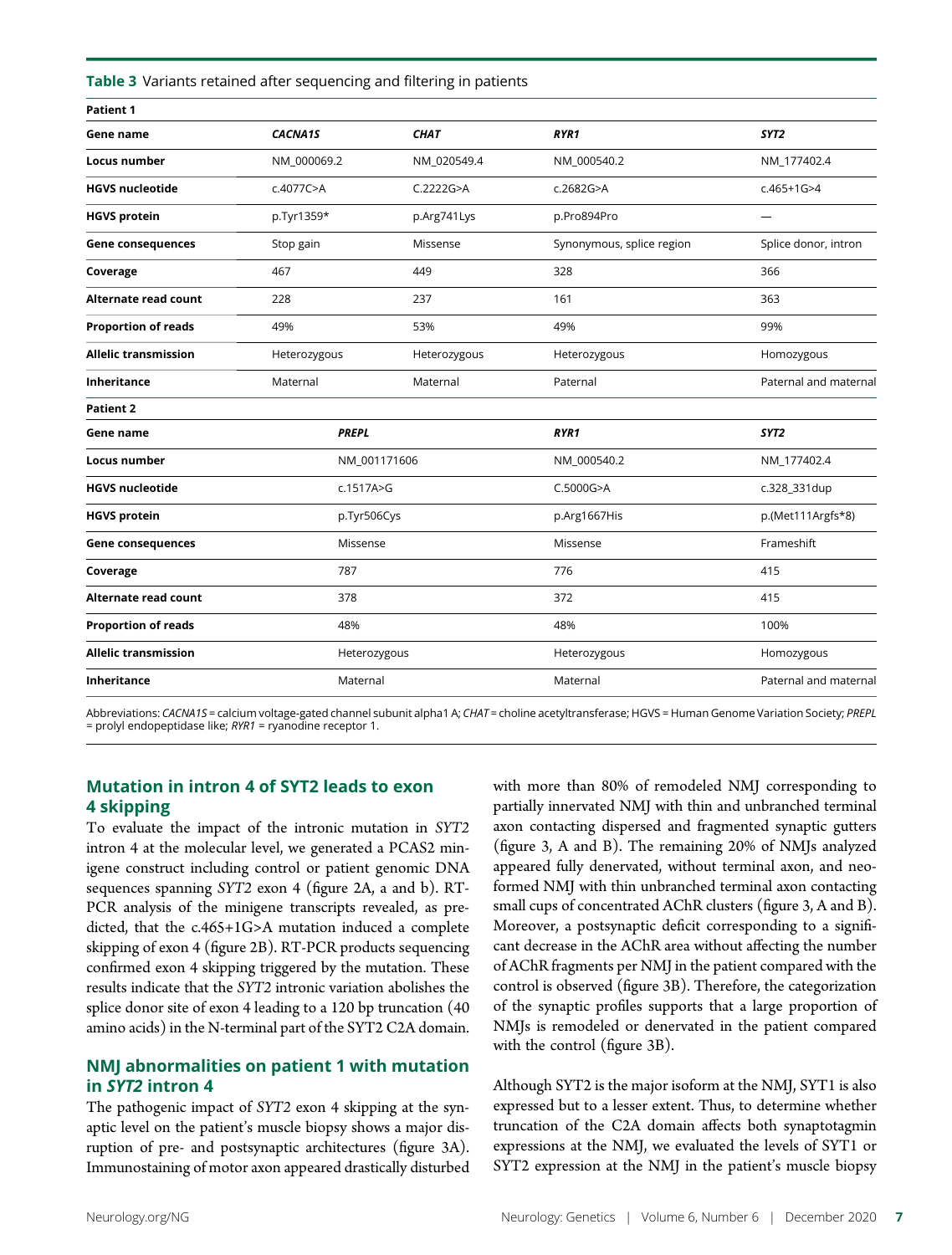**Table 3** Variants retained after sequencing and filtering in patients

| **Patient 1** | | | | |
|---|---|---|---|---|
| **Gene name** | ***CACNA1S*** | ***CHAT*** | ***RYR1*** | ***SYT2*** |
| **Locus number** | NM_000069.2 | NM_020549.4 | NM_000540.2 | NM_177402.4 |
| **HGVS nucleotide** | c.4077C>A | C.2222G>A | c.2682G>A | c.465+1G>4 |
| **HGVS protein** | p.Tyr1359* | p.Arg741Lys | p.Pro894Pro | — |
| **Gene consequences** | Stop gain | Missense | Synonymous, splice region | Splice donor, intron |
| **Coverage** | 467 | 449 | 328 | 366 |
| **Alternate read count** | 228 | 237 | 161 | 363 |
| **Proportion of reads** | 49% | 53% | 49% | 99% |
| **Allelic transmission** | Heterozygous | Heterozygous | Heterozygous | Homozygous |
| **Inheritance** | Maternal | Maternal | Paternal | Paternal and maternal |
| **Patient 2** | | | | |
| **Gene name** | ***PREPL*** | | ***RYR1*** | ***SYT2*** |
| **Locus number** | NM_001171606 | | NM_000540.2 | NM_177402.4 |
| **HGVS nucleotide** | c.1517A>G | | C.5000G>A | c.328_331dup |
| **HGVS protein** | p.Tyr506Cys | | p.Arg1667His | p.(Met111Argfs*8) |
| **Gene consequences** | Missense | | Missense | Frameshift |
| **Coverage** | 787 | | 776 | 415 |
| **Alternate read count** | 378 | | 372 | 415 |
| **Proportion of reads** | 48% | | 48% | 100% |
| **Allelic transmission** | Heterozygous | | Heterozygous | Homozygous |
| **Inheritance** | Maternal | | Maternal | Paternal and maternal |

Abbreviations: *CACNA1S* = calcium voltage-gated channel subunit alpha1 A; *CHAT* = choline acetyltransferase; HGVS = Human Genome Variation Society; *PREPL* = prolyl endopeptidase like; *RYR1* = ryanodine receptor 1.

## Mutation in intron 4 of SYT2 leads to exon 4 skipping

To evaluate the impact of the intronic mutation in *SYT2* intron 4 at the molecular level, we generated a PCAS2 minigene construct including control or patient genomic DNA sequences spanning *SYT2* exon 4 (figure 2A, a and b). RT-PCR analysis of the minigene transcripts revealed, as predicted, that the c.465+1G>A mutation induced a complete skipping of exon 4 (figure 2B). RT-PCR products sequencing confirmed exon 4 skipping triggered by the mutation. These results indicate that the *SYT2* intronic variation abolishes the splice donor site of exon 4 leading to a 120 bp truncation (40 amino acids) in the N-terminal part of the SYT2 C2A domain.

## NMJ abnormalities on patient 1 with mutation in *SYT2* intron 4

The pathogenic impact of *SYT2* exon 4 skipping at the synaptic level on the patient's muscle biopsy shows a major disruption of pre- and postsynaptic architectures (figure 3A). Immunostaining of motor axon appeared drastically disturbed with more than 80% of remodeled NMJ corresponding to partially innervated NMJ with thin and unbranched terminal axon contacting dispersed and fragmented synaptic gutters (figure 3, A and B). The remaining 20% of NMJs analyzed appeared fully denervated, without terminal axon, and neoformed NMJ with thin unbranched terminal axon contacting small cups of concentrated AChR clusters (figure 3, A and B). Moreover, a postsynaptic deficit corresponding to a significant decrease in the AChR area without affecting the number of AChR fragments per NMJ in the patient compared with the control is observed (figure 3B). Therefore, the categorization of the synaptic profiles supports that a large proportion of NMJs is remodeled or denervated in the patient compared with the control (figure 3B).

Although SYT2 is the major isoform at the NMJ, SYT1 is also expressed but to a lesser extent. Thus, to determine whether truncation of the C2A domain affects both synaptotagmin expressions at the NMJ, we evaluated the levels of SYT1 or SYT2 expression at the NMJ in the patient's muscle biopsy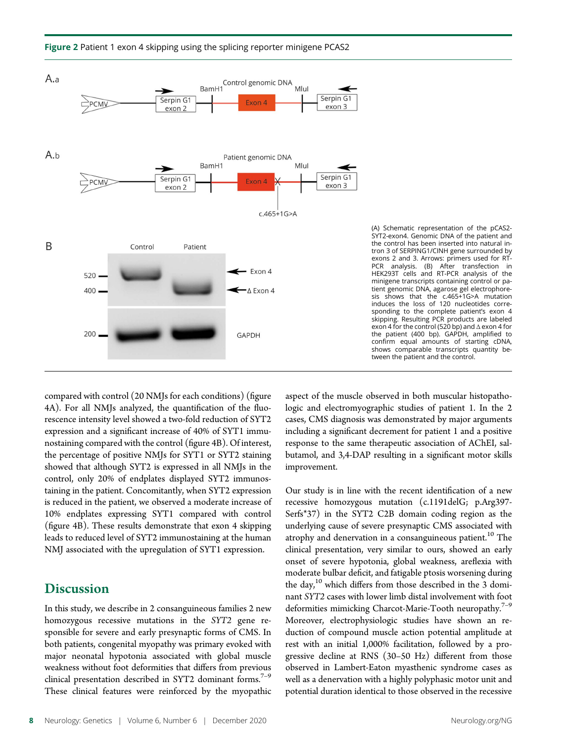**Figure 2** Patient 1 exon 4 skipping using the splicing reporter minigene PCAS2

(A) Schematic representation of the pCAS2-SYT2-exon4. Genomic DNA of the patient and the control has been inserted into natural intron 3 of SERPING1/CINH gene surrounded by exons 2 and 3. Arrows: primers used for RT-PCR analysis. (B) After transfection in HEK293T cells and RT-PCR analysis of the minigene transcripts containing control or patient genomic DNA, agarose gel electrophoresis shows that the c.465+1G>A mutation induces the loss of 120 nucleotides corresponding to the complete patient's exon 4 skipping. Resulting PCR products are labeled exon 4 for the control (520 bp) and Δ exon 4 for the patient (400 bp). GAPDH, amplified to confirm equal amounts of starting cDNA, shows comparable transcripts quantity between the patient and the control.

compared with control (20 NMJs for each conditions) (figure 4A). For all NMJs analyzed, the quantification of the fluorescence intensity level showed a two-fold reduction of SYT2 expression and a significant increase of 40% of SYT1 immunostaining compared with the control (figure 4B). Of interest, the percentage of positive NMJs for SYT1 or SYT2 staining showed that although SYT2 is expressed in all NMJs in the control, only 20% of endplates displayed SYT2 immunostaining in the patient. Concomitantly, when SYT2 expression is reduced in the patient, we observed a moderate increase of 10% endplates expressing SYT1 compared with control (figure 4B). These results demonstrate that exon 4 skipping leads to reduced level of SYT2 immunostaining at the human NMJ associated with the upregulation of SYT1 expression.

## Discussion

In this study, we describe in 2 consanguineous families 2 new homozygous recessive mutations in the *SYT2* gene responsible for severe and early presynaptic forms of CMS. In both patients, congenital myopathy was primary evoked with major neonatal hypotonia associated with global muscle weakness without foot deformities that differs from previous clinical presentation described in SYT2 dominant forms.[7–9] These clinical features were reinforced by the myopathic aspect of the muscle observed in both muscular histopathologic and electromyographic studies of patient 1. In the 2 cases, CMS diagnosis was demonstrated by major arguments including a significant decrement for patient 1 and a positive response to the same therapeutic association of AChEI, salbutamol, and 3,4-DAP resulting in a significant motor skills improvement.

Our study is in line with the recent identification of a new recessive homozygous mutation (c.1191delG; p.Arg397-Serfs*37) in the SYT2 C2B domain coding region as the underlying cause of severe presynaptic CMS associated with atrophy and denervation in a consanguineous patient.[10] The clinical presentation, very similar to ours, showed an early onset of severe hypotonia, global weakness, areflexia with moderate bulbar deficit, and fatigable ptosis worsening during the day,[10] which differs from those described in the 3 dominant *SYT2* cases with lower limb distal involvement with foot deformities mimicking Charcot-Marie-Tooth neuropathy.[7–9] Moreover, electrophysiologic studies have shown an reduction of compound muscle action potential amplitude at rest with an initial 1,000% facilitation, followed by a progressive decline at RNS (30–50 Hz) different from those observed in Lambert-Eaton myasthenic syndrome cases as well as a denervation with a highly polyphasic motor unit and potential duration identical to those observed in the recessive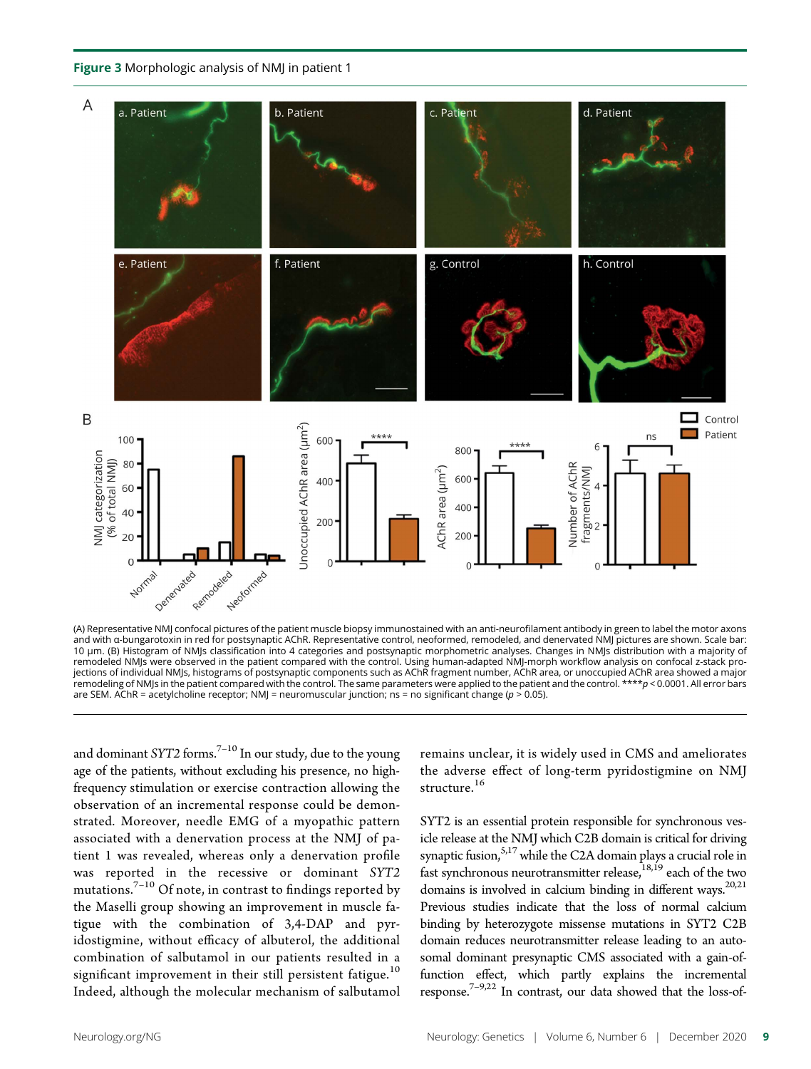**Figure 3** Morphologic analysis of NMJ in patient 1

(A) Representative NMJ confocal pictures of the patient muscle biopsy immunostained with an anti-neurofilament antibody in green to label the motor axons and with α-bungarotoxin in red for postsynaptic AChR. Representative control, neoformed, remodeled, and denervated NMJ pictures are shown. Scale bar: 10 µm. (B) Histogram of NMJs classification into 4 categories and postsynaptic morphometric analyses. Changes in NMJs distribution with a majority of remodeled NMJs were observed in the patient compared with the control. Using human-adapted NMJ-morph workflow analysis on confocal z-stack projections of individual NMJs, histograms of postsynaptic components such as AChR fragment number, AChR area, or unoccupied AChR area showed a major remodeling of NMJs in the patient compared with the control. The same parameters were applied to the patient and the control. ****$p < 0.0001$. All error bars are SEM. AChR = acetylcholine receptor; NMJ = neuromuscular junction; ns = no significant change ($p > 0.05$).

and dominant *SYT2* forms.[7–10] In our study, due to the young age of the patients, without excluding his presence, no high-frequency stimulation or exercise contraction allowing the observation of an incremental response could be demonstrated. Moreover, needle EMG of a myopathic pattern associated with a denervation process at the NMJ of patient 1 was revealed, whereas only a denervation profile was reported in the recessive or dominant *SYT2* mutations.[7–10] Of note, in contrast to findings reported by the Maselli group showing an improvement in muscle fatigue with the combination of 3,4-DAP and pyridostigmine, without efficacy of albuterol, the additional combination of salbutamol in our patients resulted in a significant improvement in their still persistent fatigue.[10] Indeed, although the molecular mechanism of salbutamol remains unclear, it is widely used in CMS and ameliorates the adverse effect of long-term pyridostigmine on NMJ structure.[16]

SYT2 is an essential protein responsible for synchronous vesicle release at the NMJ which C2B domain is critical for driving synaptic fusion,[5,17] while the C2A domain plays a crucial role in fast synchronous neurotransmitter release,[18,19] each of the two domains is involved in calcium binding in different ways.[20,21] Previous studies indicate that the loss of normal calcium binding by heterozygote missense mutations in SYT2 C2B domain reduces neurotransmitter release leading to an autosomal dominant presynaptic CMS associated with a gain-of-function effect, which partly explains the incremental response.[7–9,22] In contrast, our data showed that the loss-of-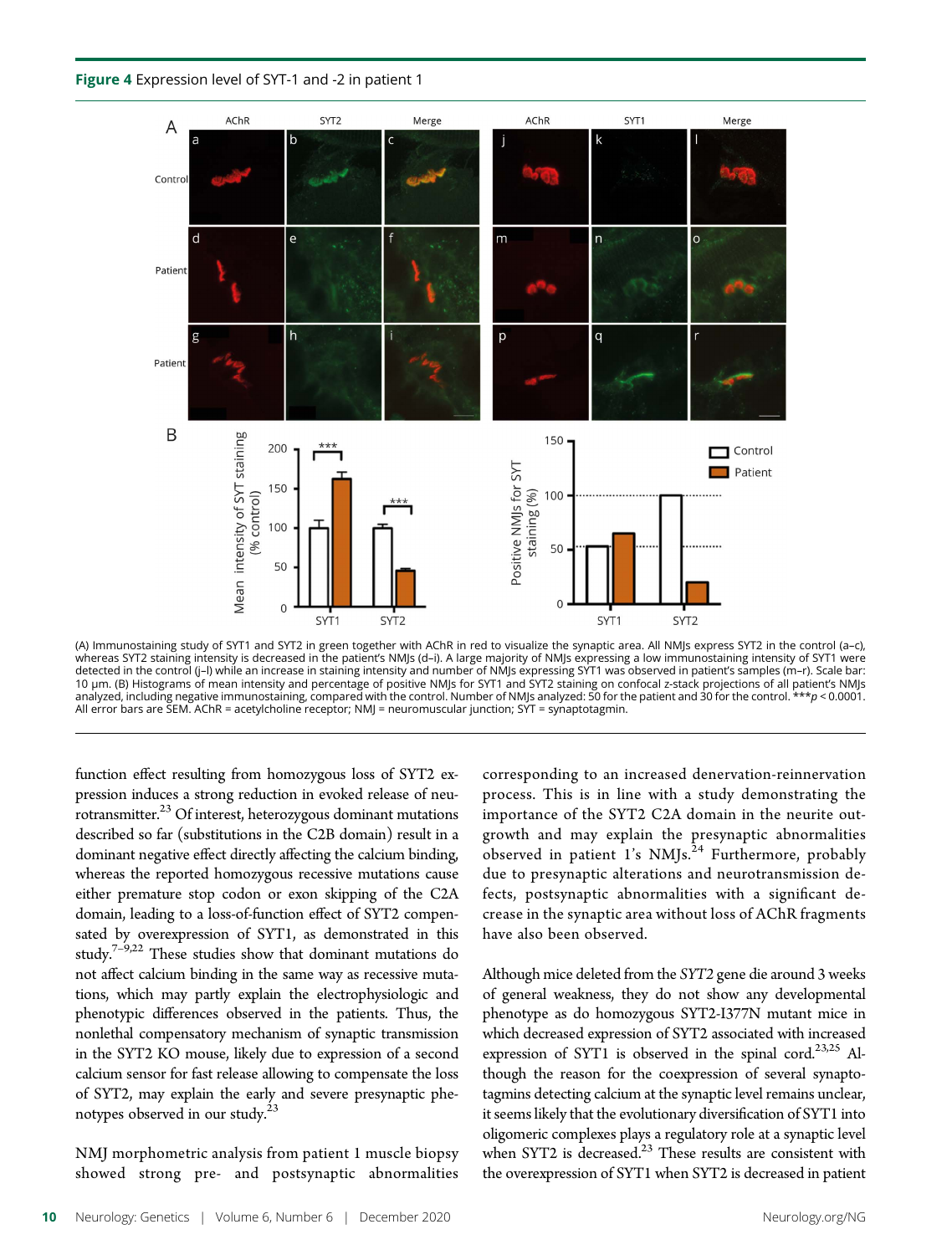**Figure 4** Expression level of SYT-1 and -2 in patient 1

(A) Immunostaining study of SYT1 and SYT2 in green together with AChR in red to visualize the synaptic area. All NMJs express SYT2 in the control (a–c), whereas SYT2 staining intensity is decreased in the patient's NMJs (d–i). A large majority of NMJs expressing a low immunostaining intensity of SYT1 were detected in the control (j–l) while an increase in staining intensity and number of NMJs expressing SYT1 was observed in patient's samples (m–r). Scale bar: 10 µm. (B) Histograms of mean intensity and percentage of positive NMJs for SYT1 and SYT2 staining on confocal z-stack projections of all patient's NMJs analyzed, including negative immunostaining, compared with the control. Number of NMJs analyzed: 50 for the patient and 30 for the control. ***$p < 0.0001$. All error bars are SEM. AChR = acetylcholine receptor; NMJ = neuromuscular junction; SYT = synaptotagmin.

function effect resulting from homozygous loss of SYT2 expression induces a strong reduction in evoked release of neurotransmitter.[23] Of interest, heterozygous dominant mutations described so far (substitutions in the C2B domain) result in a dominant negative effect directly affecting the calcium binding, whereas the reported homozygous recessive mutations cause either premature stop codon or exon skipping of the C2A domain, leading to a loss-of-function effect of SYT2 compensated by overexpression of SYT1, as demonstrated in this study.[7–9,22] These studies show that dominant mutations do not affect calcium binding in the same way as recessive mutations, which may partly explain the electrophysiologic and phenotypic differences observed in the patients. Thus, the nonlethal compensatory mechanism of synaptic transmission in the SYT2 KO mouse, likely due to expression of a second calcium sensor for fast release allowing to compensate the loss of SYT2, may explain the early and severe presynaptic phenotypes observed in our study.[23]

NMJ morphometric analysis from patient 1 muscle biopsy showed strong pre- and postsynaptic abnormalities corresponding to an increased denervation-reinnervation process. This is in line with a study demonstrating the importance of the SYT2 C2A domain in the neurite outgrowth and may explain the presynaptic abnormalities observed in patient 1's NMJs.[24] Furthermore, probably due to presynaptic alterations and neurotransmission defects, postsynaptic abnormalities with a significant decrease in the synaptic area without loss of AChR fragments have also been observed.

Although mice deleted from the *SYT2* gene die around 3 weeks of general weakness, they do not show any developmental phenotype as do homozygous SYT2-I377N mutant mice in which decreased expression of SYT2 associated with increased expression of SYT1 is observed in the spinal cord.[23,25] Although the reason for the coexpression of several synaptotagmins detecting calcium at the synaptic level remains unclear, it seems likely that the evolutionary diversification of SYT1 into oligomeric complexes plays a regulatory role at a synaptic level when SYT2 is decreased.[23] These results are consistent with the overexpression of SYT1 when SYT2 is decreased in patient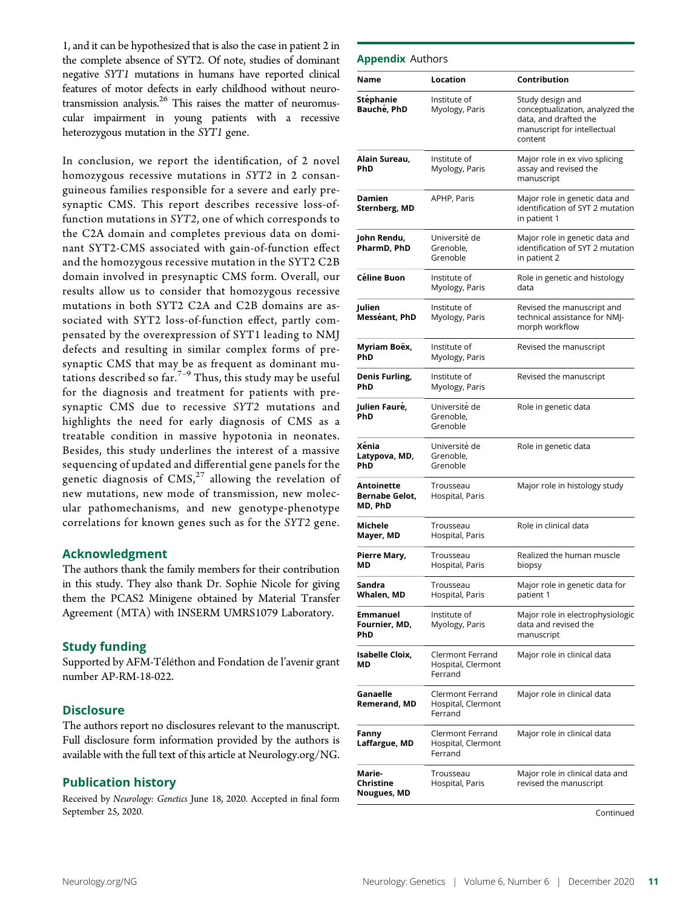1, and it can be hypothesized that is also the case in patient 2 in the complete absence of SYT2. Of note, studies of dominant negative *SYT1* mutations in humans have reported clinical features of motor defects in early childhood without neurotransmission analysis.[26] This raises the matter of neuromuscular impairment in young patients with a recessive heterozygous mutation in the *SYT1* gene.

In conclusion, we report the identification, of 2 novel homozygous recessive mutations in *SYT2* in 2 consanguineous families responsible for a severe and early presynaptic CMS. This report describes recessive loss-of-function mutations in *SYT2*, one of which corresponds to the C2A domain and completes previous data on dominant SYT2-CMS associated with gain-of-function effect and the homozygous recessive mutation in the SYT2 C2B domain involved in presynaptic CMS form. Overall, our results allow us to consider that homozygous recessive mutations in both SYT2 C2A and C2B domains are associated with SYT2 loss-of-function effect, partly compensated by the overexpression of SYT1 leading to NMJ defects and resulting in similar complex forms of presynaptic CMS that may be as frequent as dominant mutations described so far.[7–9] Thus, this study may be useful for the diagnosis and treatment for patients with presynaptic CMS due to recessive *SYT2* mutations and highlights the need for early diagnosis of CMS as a treatable condition in massive hypotonia in neonates. Besides, this study underlines the interest of a massive sequencing of updated and differential gene panels for the genetic diagnosis of CMS,[27] allowing the revelation of new mutations, new mode of transmission, new molecular pathomechanisms, and new genotype-phenotype correlations for known genes such as for the *SYT2* gene.

## Acknowledgment

The authors thank the family members for their contribution in this study. They also thank Dr. Sophie Nicole for giving them the PCAS2 Minigene obtained by Material Transfer Agreement (MTA) with INSERM UMRS1079 Laboratory.

## Study funding

Supported by AFM-Téléthon and Fondation de l'avenir grant number AP-RM-18-022.

## Disclosure

The authors report no disclosures relevant to the manuscript. Full disclosure form information provided by the authors is available with the full text of this article at Neurology.org/NG.

## Publication history

Received by *Neurology: Genetics* June 18, 2020. Accepted in final form September 25, 2020.

## Appendix Authors

| Name | Location | Contribution |
|---|---|---|
| **Stéphanie Bauché, PhD** | Institute of Myology, Paris | Study design and conceptualization, analyzed the data, and drafted the manuscript for intellectual content |
| **Alain Sureau, PhD** | Institute of Myology, Paris | Major role in ex vivo splicing assay and revised the manuscript |
| **Damien Sternberg, MD** | APHP, Paris | Major role in genetic data and identification of SYT 2 mutation in patient 1 |
| **John Rendu, PharmD, PhD** | Université de Grenoble, Grenoble | Major role in genetic data and identification of SYT 2 mutation in patient 2 |
| **Céline Buon** | Institute of Myology, Paris | Role in genetic and histology data |
| **Julien Messéant, PhD** | Institute of Myology, Paris | Revised the manuscript and technical assistance for NMJ-morph workflow |
| **Myriam Boëx, PhD** | Institute of Myology, Paris | Revised the manuscript |
| **Denis Furling, PhD** | Institute of Myology, Paris | Revised the manuscript |
| **Julien Fauré, PhD** | Université de Grenoble, Grenoble | Role in genetic data |
| **Xénia Latypova, MD, PhD** | Université de Grenoble, Grenoble | Role in genetic data |
| **Antoinette Bernabe Gelot, MD, PhD** | Trousseau Hospital, Paris | Major role in histology study |
| **Michele Mayer, MD** | Trousseau Hospital, Paris | Role in clinical data |
| **Pierre Mary, MD** | Trousseau Hospital, Paris | Realized the human muscle biopsy |
| **Sandra Whalen, MD** | Trousseau Hospital, Paris | Major role in genetic data for patient 1 |
| **Emmanuel Fournier, MD, PhD** | Institute of Myology, Paris | Major role in electrophysiologic data and revised the manuscript |
| **Isabelle Cloix, MD** | Clermont Ferrand Hospital, Clermont Ferrand | Major role in clinical data |
| **Ganaelle Remerand, MD** | Clermont Ferrand Hospital, Clermont Ferrand | Major role in clinical data |
| **Fanny Laffargue, MD** | Clermont Ferrand Hospital, Clermont Ferrand | Major role in clinical data |
| **Marie-Christine Nougues, MD** | Trousseau Hospital, Paris | Major role in clinical data and revised the manuscript |

Continued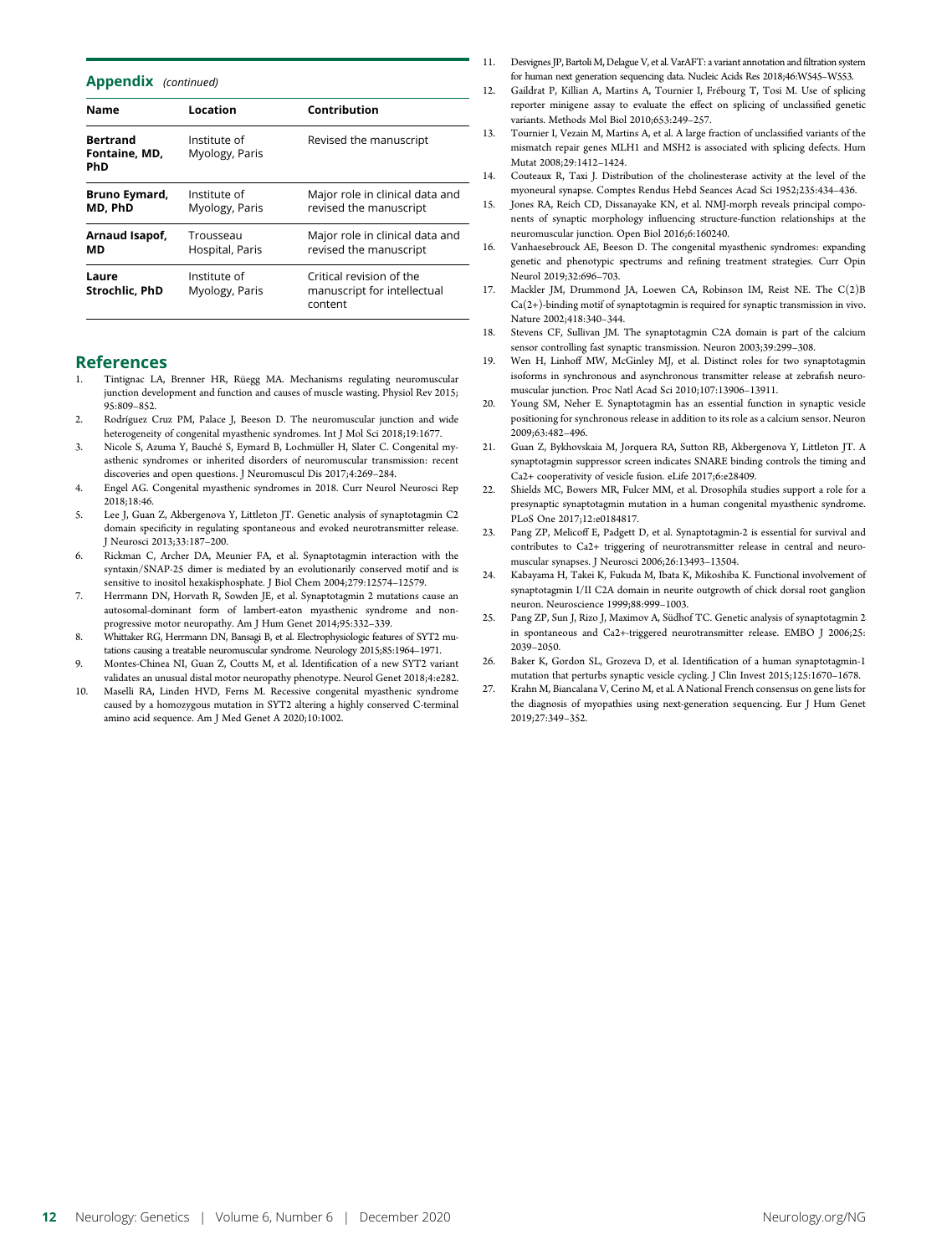## Appendix *(continued)*

| Name | Location | Contribution |
|---|---|---|
| **Bertrand Fontaine, MD, PhD** | Institute of Myology, Paris | Revised the manuscript |
| **Bruno Eymard, MD, PhD** | Institute of Myology, Paris | Major role in clinical data and revised the manuscript |
| **Arnaud Isapof, MD** | Trousseau Hospital, Paris | Major role in clinical data and revised the manuscript |
| **Laure Strochlic, PhD** | Institute of Myology, Paris | Critical revision of the manuscript for intellectual content |

## References

1. Tintignac LA, Brenner HR, Rüegg MA. Mechanisms regulating neuromuscular junction development and function and causes of muscle wasting. Physiol Rev 2015; 95:809–852.
2. Rodríguez Cruz PM, Palace J, Beeson D. The neuromuscular junction and wide heterogeneity of congenital myasthenic syndromes. Int J Mol Sci 2018;19:1677.
3. Nicole S, Azuma Y, Bauché S, Eymard B, Lochmüller H, Slater C. Congenital myasthenic syndromes or inherited disorders of neuromuscular transmission: recent discoveries and open questions. J Neuromuscul Dis 2017;4:269–284.
4. Engel AG. Congenital myasthenic syndromes in 2018. Curr Neurol Neurosci Rep 2018;18:46.
5. Lee J, Guan Z, Akbergenova Y, Littleton JT. Genetic analysis of synaptotagmin C2 domain specificity in regulating spontaneous and evoked neurotransmitter release. J Neurosci 2013;33:187–200.
6. Rickman C, Archer DA, Meunier FA, et al. Synaptotagmin interaction with the syntaxin/SNAP-25 dimer is mediated by an evolutionarily conserved motif and is sensitive to inositol hexakisphosphate. J Biol Chem 2004;279:12574–12579.
7. Herrmann DN, Horvath R, Sowden JE, et al. Synaptotagmin 2 mutations cause an autosomal-dominant form of lambert-eaton myasthenic syndrome and nonprogressive motor neuropathy. Am J Hum Genet 2014;95:332–339.
8. Whittaker RG, Herrmann DN, Bansagi B, et al. Electrophysiologic features of SYT2 mutations causing a treatable neuromuscular syndrome. Neurology 2015;85:1964–1971.
9. Montes-Chinea NI, Guan Z, Coutts M, et al. Identification of a new SYT2 variant validates an unusual distal motor neuropathy phenotype. Neurol Genet 2018;4:e282.
10. Maselli RA, Linden HVD, Ferns M. Recessive congenital myasthenic syndrome caused by a homozygous mutation in SYT2 altering a highly conserved C-terminal amino acid sequence. Am J Med Genet A 2020;10:1002.
11. Desvignes JP, Bartoli M, Delague V, et al. VarAFT: a variant annotation and filtration system for human next generation sequencing data. Nucleic Acids Res 2018;46:W545–W553.
12. Gaildrat P, Killian A, Martins A, Tournier I, Frébourg T, Tosi M. Use of splicing reporter minigene assay to evaluate the effect on splicing of unclassified genetic variants. Methods Mol Biol 2010;653:249–257.
13. Tournier I, Vezain M, Martins A, et al. A large fraction of unclassified variants of the mismatch repair genes MLH1 and MSH2 is associated with splicing defects. Hum Mutat 2008;29:1412–1424.
14. Couteaux R, Taxi J. Distribution of the cholinesterase activity at the level of the myoneural synapse. Comptes Rendus Hebd Seances Acad Sci 1952;235:434–436.
15. Jones RA, Reich CD, Dissanayake KN, et al. NMJ-morph reveals principal components of synaptic morphology influencing structure-function relationships at the neuromuscular junction. Open Biol 2016;6:160240.
16. Vanhaesebrouck AE, Beeson D. The congenital myasthenic syndromes: expanding genetic and phenotypic spectrums and refining treatment strategies. Curr Opin Neurol 2019;32:696–703.
17. Mackler JM, Drummond JA, Loewen CA, Robinson IM, Reist NE. The C(2)B Ca(2+)-binding motif of synaptotagmin is required for synaptic transmission in vivo. Nature 2002;418:340–344.
18. Stevens CF, Sullivan JM. The synaptotagmin C2A domain is part of the calcium sensor controlling fast synaptic transmission. Neuron 2003;39:299–308.
19. Wen H, Linhoff MW, McGinley MJ, et al. Distinct roles for two synaptotagmin isoforms in synchronous and asynchronous transmitter release at zebrafish neuromuscular junction. Proc Natl Acad Sci 2010;107:13906–13911.
20. Young SM, Neher E. Synaptotagmin has an essential function in synaptic vesicle positioning for synchronous release in addition to its role as a calcium sensor. Neuron 2009;63:482–496.
21. Guan Z, Bykhovskaia M, Jorquera RA, Sutton RB, Akbergenova Y, Littleton JT. A synaptotagmin suppressor screen indicates SNARE binding controls the timing and Ca2+ cooperativity of vesicle fusion. eLife 2017;6:e28409.
22. Shields MC, Bowers MR, Fulcer MM, et al. Drosophila studies support a role for a presynaptic synaptotagmin mutation in a human congenital myasthenic syndrome. PLoS One 2017;12:e0184817.
23. Pang ZP, Melicoff E, Padgett D, et al. Synaptotagmin-2 is essential for survival and contributes to Ca2+ triggering of neurotransmitter release in central and neuromuscular synapses. J Neurosci 2006;26:13493–13504.
24. Kabayama H, Takei K, Fukuda M, Ibata K, Mikoshiba K. Functional involvement of synaptotagmin I/II C2A domain in neurite outgrowth of chick dorsal root ganglion neuron. Neuroscience 1999;88:999–1003.
25. Pang ZP, Sun J, Rizo J, Maximov A, Südhof TC. Genetic analysis of synaptotagmin 2 in spontaneous and Ca2+-triggered neurotransmitter release. EMBO J 2006;25: 2039–2050.
26. Baker K, Gordon SL, Grozeva D, et al. Identification of a human synaptotagmin-1 mutation that perturbs synaptic vesicle cycling. J Clin Invest 2015;125:1670–1678.
27. Krahn M, Biancalana V, Cerino M, et al. A National French consensus on gene lists for the diagnosis of myopathies using next-generation sequencing. Eur J Hum Genet 2019;27:349–352.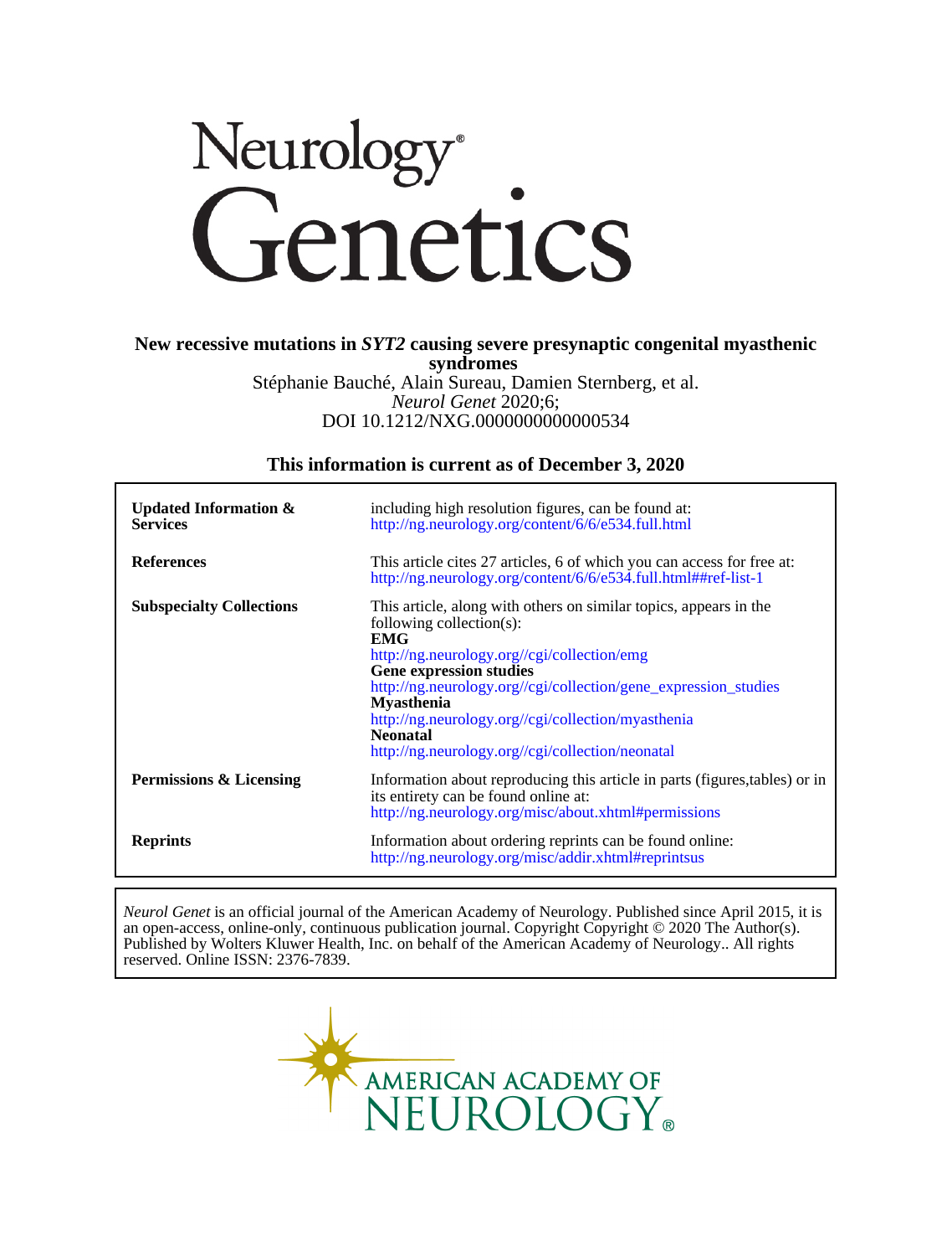# Neurology® Genetics

**New recessive mutations in *SYT2* causing severe presynaptic congenital myasthenic syndromes**

Stéphanie Bauché, Alain Sureau, Damien Sternberg, et al.
*Neurol Genet* 2020;6;
DOI 10.1212/NXG.0000000000000534

**This information is current as of December 3, 2020**

| | |
|---|---|
| **Updated Information & Services** | including high resolution figures, can be found at: http://ng.neurology.org/content/6/6/e534.full.html |
| **References** | This article cites 27 articles, 6 of which you can access for free at: http://ng.neurology.org/content/6/6/e534.full.html##ref-list-1 |
| **Subspecialty Collections** | This article, along with others on similar topics, appears in the following collection(s): **EMG** http://ng.neurology.org//cgi/collection/emg **Gene expression studies** http://ng.neurology.org//cgi/collection/gene_expression_studies **Myasthenia** http://ng.neurology.org//cgi/collection/myasthenia **Neonatal** http://ng.neurology.org//cgi/collection/neonatal |
| **Permissions & Licensing** | Information about reproducing this article in parts (figures,tables) or in its entirety can be found online at: http://ng.neurology.org/misc/about.xhtml#permissions |
| **Reprints** | Information about ordering reprints can be found online: http://ng.neurology.org/misc/addir.xhtml#reprintsus |

*Neurol Genet* is an official journal of the American Academy of Neurology. Published since April 2015, it is an open-access, online-only, continuous publication journal. Copyright Copyright © 2020 The Author(s). Published by Wolters Kluwer Health, Inc. on behalf of the American Academy of Neurology.. All rights reserved. Online ISSN: 2376-7839.

AMERICAN ACADEMY OF NEUROLOGY®